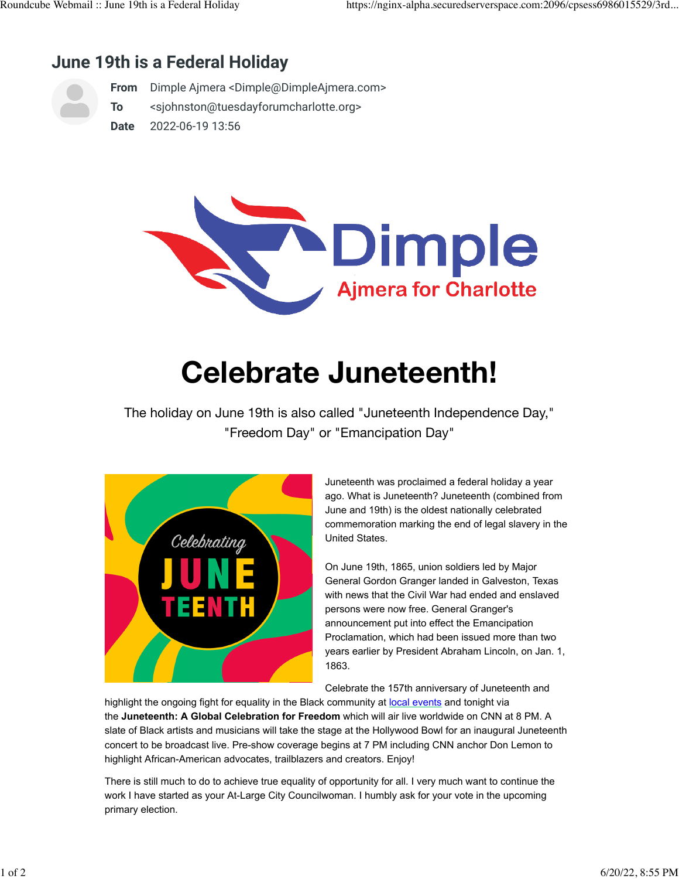# June 19th is a Federal Holiday

**From** Dimple Ajmera <Dimple@DimpleAjmera.com>
**To** <sjohnston@tuesdayforumcharlotte.org>
**Date** 2022-06-19 13:56

Dimple
Ajmera for Charlotte

# Celebrate Juneteenth!

The holiday on June 19th is also called "Juneteenth Independence Day," "Freedom Day" or "Emancipation Day"

Celebrating JUNETEENTH

Juneteenth was proclaimed a federal holiday a year ago. What is Juneteenth? Juneteenth (combined from June and 19th) is the oldest nationally celebrated commemoration marking the end of legal slavery in the United States.

On June 19th, 1865, union soldiers led by Major General Gordon Granger landed in Galveston, Texas with news that the Civil War had ended and enslaved persons were now free. General Granger's announcement put into effect the Emancipation Proclamation, which had been issued more than two years earlier by President Abraham Lincoln, on Jan. 1, 1863.

Celebrate the 157th anniversary of Juneteenth and highlight the ongoing fight for equality in the Black community at local events and tonight via the **Juneteenth: A Global Celebration for Freedom** which will air live worldwide on CNN at 8 PM. A slate of Black artists and musicians will take the stage at the Hollywood Bowl for an inaugural Juneteenth concert to be broadcast live. Pre-show coverage begins at 7 PM including CNN anchor Don Lemon to highlight African-American advocates, trailblazers and creators. Enjoy!

There is still much to do to achieve true equality of opportunity for all. I very much want to continue the work I have started as your At-Large City Councilwoman. I humbly ask for your vote in the upcoming primary election.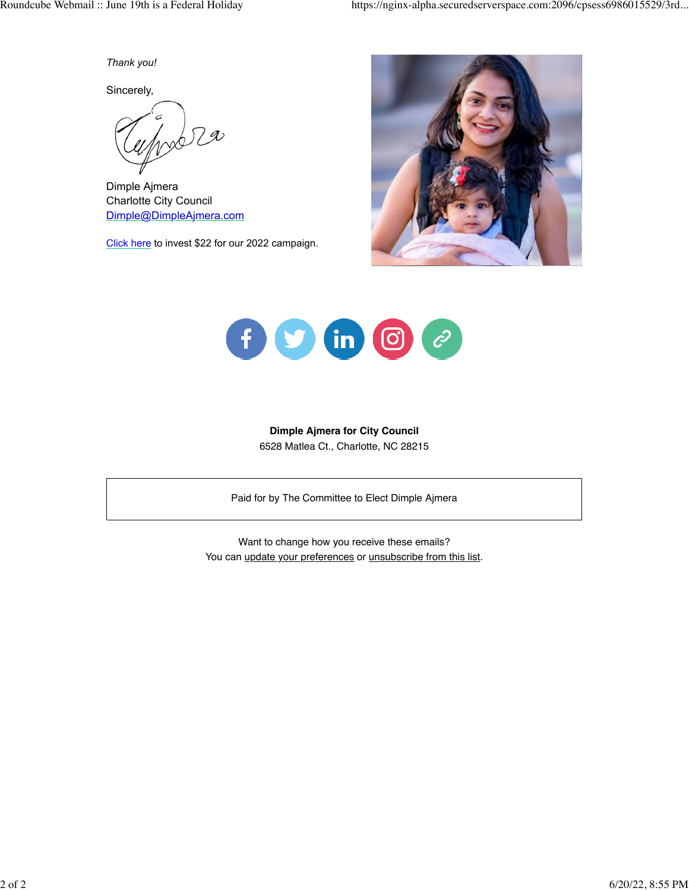*Thank you!*

Sincerely,

Dimple Ajmera
Charlotte City Council
Dimple@DimpleAjmera.com

Click here to invest $22 for our 2022 campaign.

**Dimple Ajmera for City Council**
6528 Matlea Ct., Charlotte, NC 28215

Paid for by The Committee to Elect Dimple Ajmera

Want to change how you receive these emails?
You can update your preferences or unsubscribe from this list.